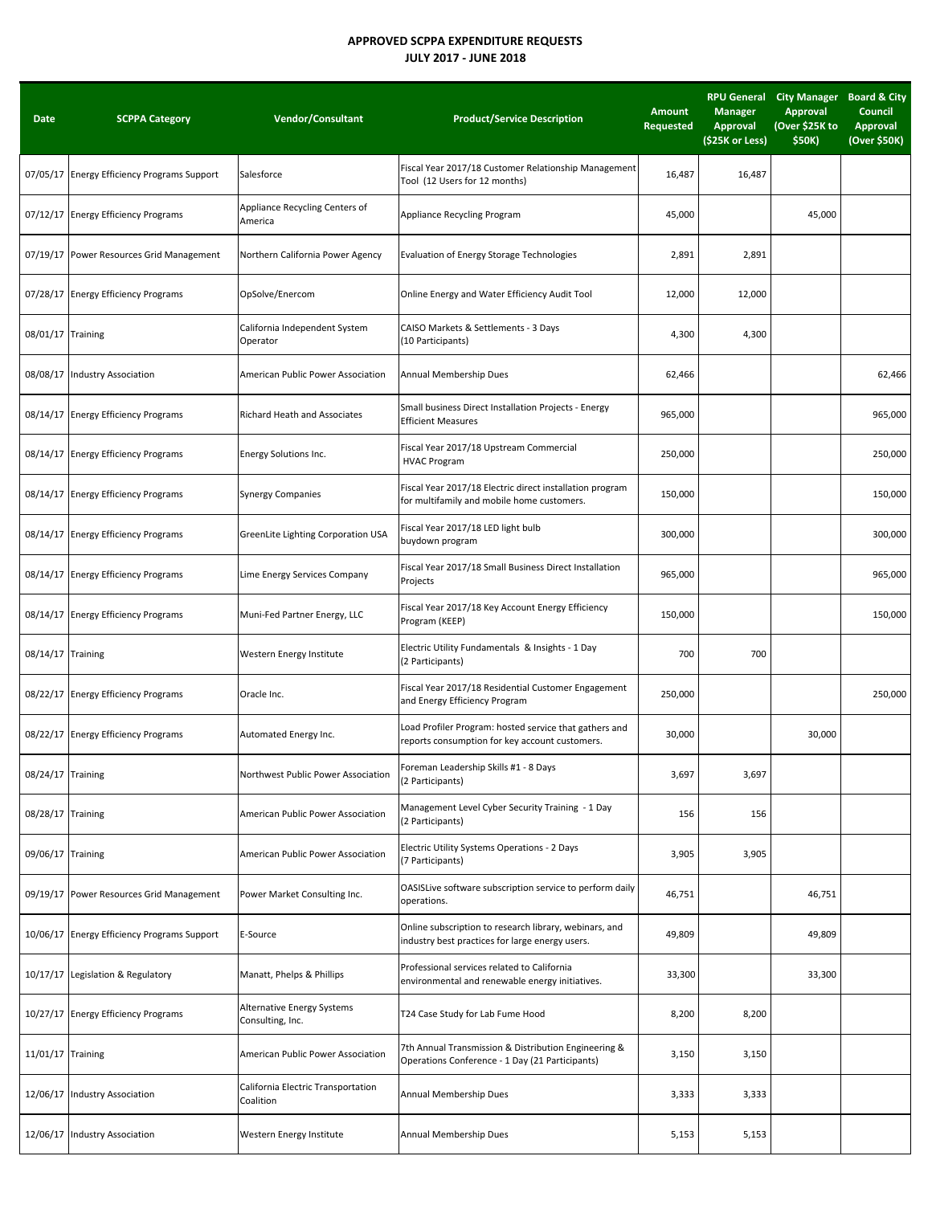**APPROVED SCPPA EXPENDITURE REQUESTS**
**JULY 2017 - JUNE 2018**

| Date | SCPPA Category | Vendor/Consultant | Product/Service Description | Amount Requested | RPU General Manager Approval ($25K or Less) | City Manager Approval (Over $25K to $50K) | Board & City Council Approval (Over $50K) |
|---|---|---|---|---|---|---|---|
| 07/05/17 | Energy Efficiency Programs Support | Salesforce | Fiscal Year 2017/18 Customer Relationship Management Tool (12 Users for 12 months) | 16,487 | 16,487 | | |
| 07/12/17 | Energy Efficiency Programs | Appliance Recycling Centers of America | Appliance Recycling Program | 45,000 | | 45,000 | |
| 07/19/17 | Power Resources Grid Management | Northern California Power Agency | Evaluation of Energy Storage Technologies | 2,891 | 2,891 | | |
| 07/28/17 | Energy Efficiency Programs | OpSolve/Enercom | Online Energy and Water Efficiency Audit Tool | 12,000 | 12,000 | | |
| 08/01/17 | Training | California Independent System Operator | CAISO Markets & Settlements - 3 Days (10 Participants) | 4,300 | 4,300 | | |
| 08/08/17 | Industry Association | American Public Power Association | Annual Membership Dues | 62,466 | | | 62,466 |
| 08/14/17 | Energy Efficiency Programs | Richard Heath and Associates | Small business Direct Installation Projects - Energy Efficient Measures | 965,000 | | | 965,000 |
| 08/14/17 | Energy Efficiency Programs | Energy Solutions Inc. | Fiscal Year 2017/18 Upstream Commercial HVAC Program | 250,000 | | | 250,000 |
| 08/14/17 | Energy Efficiency Programs | Synergy Companies | Fiscal Year 2017/18 Electric direct installation program for multifamily and mobile home customers. | 150,000 | | | 150,000 |
| 08/14/17 | Energy Efficiency Programs | GreenLite Lighting Corporation USA | Fiscal Year 2017/18 LED light bulb buydown program | 300,000 | | | 300,000 |
| 08/14/17 | Energy Efficiency Programs | Lime Energy Services Company | Fiscal Year 2017/18 Small Business Direct Installation Projects | 965,000 | | | 965,000 |
| 08/14/17 | Energy Efficiency Programs | Muni-Fed Partner Energy, LLC | Fiscal Year 2017/18 Key Account Energy Efficiency Program (KEEP) | 150,000 | | | 150,000 |
| 08/14/17 | Training | Western Energy Institute | Electric Utility Fundamentals & Insights - 1 Day (2 Participants) | 700 | 700 | | |
| 08/22/17 | Energy Efficiency Programs | Oracle Inc. | Fiscal Year 2017/18 Residential Customer Engagement and Energy Efficiency Program | 250,000 | | | 250,000 |
| 08/22/17 | Energy Efficiency Programs | Automated Energy Inc. | Load Profiler Program: hosted service that gathers and reports consumption for key account customers. | 30,000 | | 30,000 | |
| 08/24/17 | Training | Northwest Public Power Association | Foreman Leadership Skills #1 - 8 Days (2 Participants) | 3,697 | 3,697 | | |
| 08/28/17 | Training | American Public Power Association | Management Level Cyber Security Training - 1 Day (2 Participants) | 156 | 156 | | |
| 09/06/17 | Training | American Public Power Association | Electric Utility Systems Operations - 2 Days (7 Participants) | 3,905 | 3,905 | | |
| 09/19/17 | Power Resources Grid Management | Power Market Consulting Inc. | OASISLive software subscription service to perform daily operations. | 46,751 | | 46,751 | |
| 10/06/17 | Energy Efficiency Programs Support | E-Source | Online subscription to research library, webinars, and industry best practices for large energy users. | 49,809 | | 49,809 | |
| 10/17/17 | Legislation & Regulatory | Manatt, Phelps & Phillips | Professional services related to California environmental and renewable energy initiatives. | 33,300 | | 33,300 | |
| 10/27/17 | Energy Efficiency Programs | Alternative Energy Systems Consulting, Inc. | T24 Case Study for Lab Fume Hood | 8,200 | 8,200 | | |
| 11/01/17 | Training | American Public Power Association | 7th Annual Transmission & Distribution Engineering & Operations Conference - 1 Day (21 Participants) | 3,150 | 3,150 | | |
| 12/06/17 | Industry Association | California Electric Transportation Coalition | Annual Membership Dues | 3,333 | 3,333 | | |
| 12/06/17 | Industry Association | Western Energy Institute | Annual Membership Dues | 5,153 | 5,153 | | |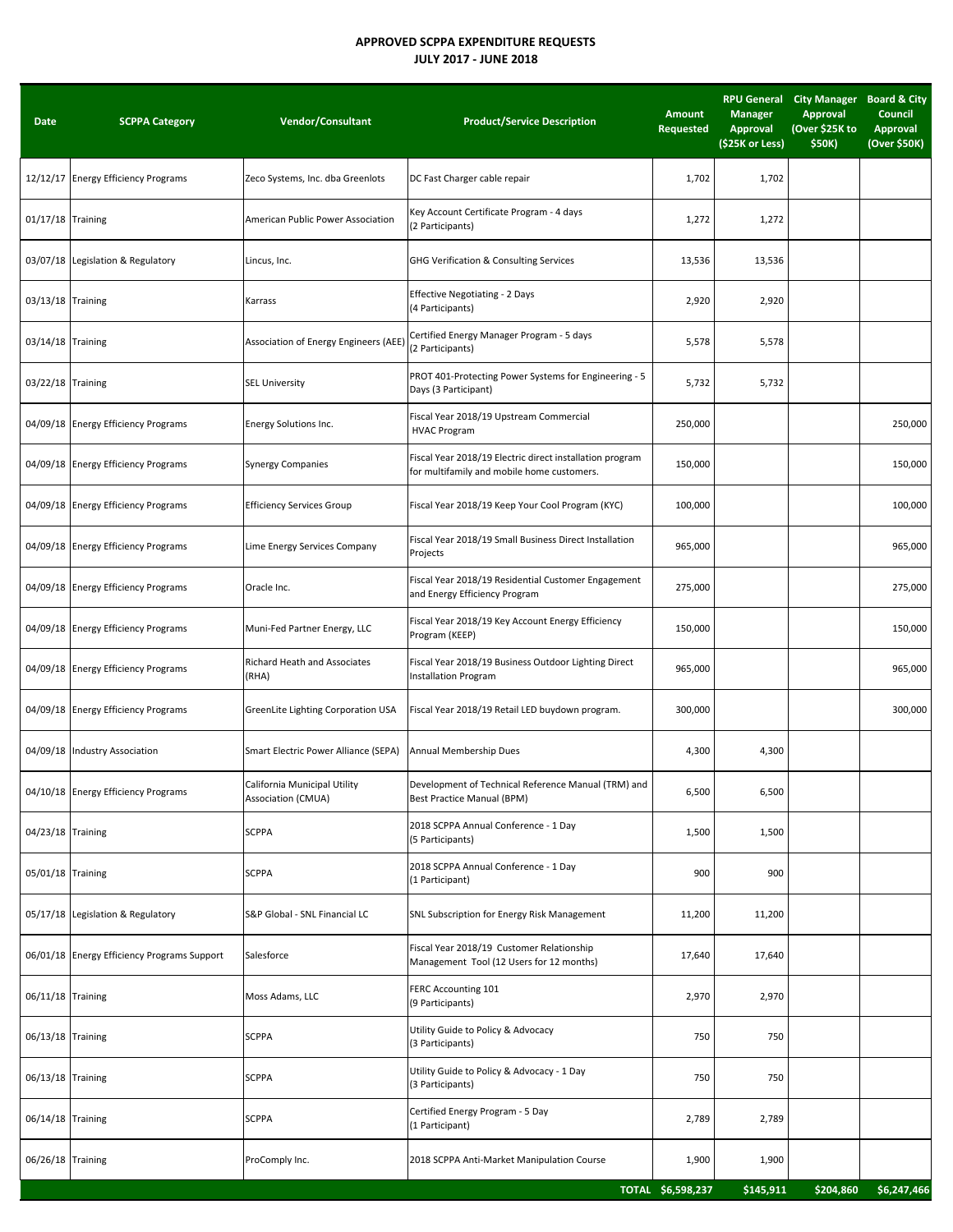**APPROVED SCPPA EXPENDITURE REQUESTS**
**JULY 2017 - JUNE 2018**

| Date | SCPPA Category | Vendor/Consultant | Product/Service Description | Amount Requested | RPU General Manager Approval ($25K or Less) | City Manager Approval (Over $25K to $50K) | Board & City Council Approval (Over $50K) |
|---|---|---|---|---|---|---|---|
| 12/12/17 | Energy Efficiency Programs | Zeco Systems, Inc. dba Greenlots | DC Fast Charger cable repair | 1,702 | 1,702 | | |
| 01/17/18 | Training | American Public Power Association | Key Account Certificate Program - 4 days (2 Participants) | 1,272 | 1,272 | | |
| 03/07/18 | Legislation & Regulatory | Lincus, Inc. | GHG Verification & Consulting Services | 13,536 | 13,536 | | |
| 03/13/18 | Training | Karrass | Effective Negotiating - 2 Days (4 Participants) | 2,920 | 2,920 | | |
| 03/14/18 | Training | Association of Energy Engineers (AEE) | Certified Energy Manager Program - 5 days (2 Participants) | 5,578 | 5,578 | | |
| 03/22/18 | Training | SEL University | PROT 401-Protecting Power Systems for Engineering - 5 Days (3 Participant) | 5,732 | 5,732 | | |
| 04/09/18 | Energy Efficiency Programs | Energy Solutions Inc. | Fiscal Year 2018/19 Upstream Commercial HVAC Program | 250,000 | | | 250,000 |
| 04/09/18 | Energy Efficiency Programs | Synergy Companies | Fiscal Year 2018/19 Electric direct installation program for multifamily and mobile home customers. | 150,000 | | | 150,000 |
| 04/09/18 | Energy Efficiency Programs | Efficiency Services Group | Fiscal Year 2018/19 Keep Your Cool Program (KYC) | 100,000 | | | 100,000 |
| 04/09/18 | Energy Efficiency Programs | Lime Energy Services Company | Fiscal Year 2018/19 Small Business Direct Installation Projects | 965,000 | | | 965,000 |
| 04/09/18 | Energy Efficiency Programs | Oracle Inc. | Fiscal Year 2018/19 Residential Customer Engagement and Energy Efficiency Program | 275,000 | | | 275,000 |
| 04/09/18 | Energy Efficiency Programs | Muni-Fed Partner Energy, LLC | Fiscal Year 2018/19 Key Account Energy Efficiency Program (KEEP) | 150,000 | | | 150,000 |
| 04/09/18 | Energy Efficiency Programs | Richard Heath and Associates (RHA) | Fiscal Year 2018/19 Business Outdoor Lighting Direct Installation Program | 965,000 | | | 965,000 |
| 04/09/18 | Energy Efficiency Programs | GreenLite Lighting Corporation USA | Fiscal Year 2018/19 Retail LED buydown program. | 300,000 | | | 300,000 |
| 04/09/18 | Industry Association | Smart Electric Power Alliance (SEPA) | Annual Membership Dues | 4,300 | 4,300 | | |
| 04/10/18 | Energy Efficiency Programs | California Municipal Utility Association (CMUA) | Development of Technical Reference Manual (TRM) and Best Practice Manual (BPM) | 6,500 | 6,500 | | |
| 04/23/18 | Training | SCPPA | 2018 SCPPA Annual Conference - 1 Day (5 Participants) | 1,500 | 1,500 | | |
| 05/01/18 | Training | SCPPA | 2018 SCPPA Annual Conference - 1 Day (1 Participant) | 900 | 900 | | |
| 05/17/18 | Legislation & Regulatory | S&P Global - SNL Financial LC | SNL Subscription for Energy Risk Management | 11,200 | 11,200 | | |
| 06/01/18 | Energy Efficiency Programs Support | Salesforce | Fiscal Year 2018/19 Customer Relationship Management Tool (12 Users for 12 months) | 17,640 | 17,640 | | |
| 06/11/18 | Training | Moss Adams, LLC | FERC Accounting 101 (9 Participants) | 2,970 | 2,970 | | |
| 06/13/18 | Training | SCPPA | Utility Guide to Policy & Advocacy (3 Participants) | 750 | 750 | | |
| 06/13/18 | Training | SCPPA | Utility Guide to Policy & Advocacy - 1 Day (3 Participants) | 750 | 750 | | |
| 06/14/18 | Training | SCPPA | Certified Energy Program - 5 Day (1 Participant) | 2,789 | 2,789 | | |
| 06/26/18 | Training | ProComply Inc. | 2018 SCPPA Anti-Market Manipulation Course | 1,900 | 1,900 | | |
| | | | TOTAL | $6,598,237 | $145,911 | $204,860 | $6,247,466 |